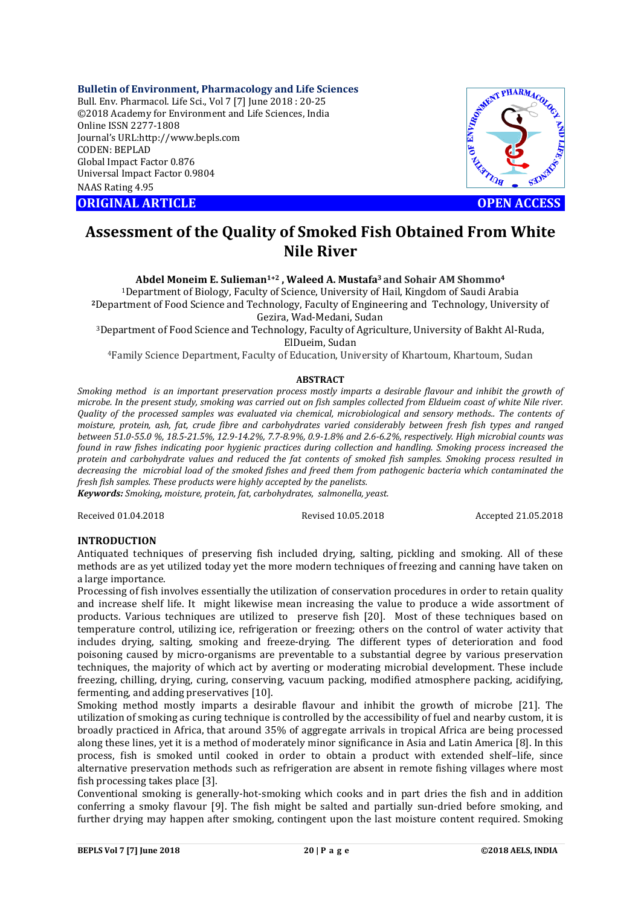**Bulletin of Environment, Pharmacology and Life Sciences**
Bull. Env. Pharmacol. Life Sci., Vol 7 [7] June 2018 : 20-25
©2018 Academy for Environment and Life Sciences, India
Online ISSN 2277-1808
Journal's URL:http://www.bepls.com
CODEN: BEPLAD
Global Impact Factor 0.876
Universal Impact Factor 0.9804
NAAS Rating 4.95

**ORIGINAL ARTICLE** **OPEN ACCESS**

# Assessment of the Quality of Smoked Fish Obtained From White Nile River

**Abdel Moneim E. Sulieman[1+2] , Waleed A. Mustafa[3] and Sohair AM Shommo[4]**

[1]Department of Biology, Faculty of Science, University of Hail, Kingdom of Saudi Arabia
[2]Department of Food Science and Technology, Faculty of Engineering and Technology, University of Gezira, Wad-Medani, Sudan
[3]Department of Food Science and Technology, Faculty of Agriculture, University of Bakht Al-Ruda, ElDueim, Sudan
[4]Family Science Department, Faculty of Education, University of Khartoum, Khartoum, Sudan

## ABSTRACT

*Smoking method is an important preservation process mostly imparts a desirable flavour and inhibit the growth of microbe. In the present study, smoking was carried out on fish samples collected from Eldueim coast of white Nile river. Quality of the processed samples was evaluated via chemical, microbiological and sensory methods.. The contents of moisture, protein, ash, fat, crude fibre and carbohydrates varied considerably between fresh fish types and ranged between 51.0-55.0 %, 18.5-21.5%, 12.9-14.2%, 7.7-8.9%, 0.9-1.8% and 2.6-6.2%, respectively. High microbial counts was found in raw fishes indicating poor hygienic practices during collection and handling. Smoking process increased the protein and carbohydrate values and reduced the fat contents of smoked fish samples. Smoking process resulted in decreasing the microbial load of the smoked fishes and freed them from pathogenic bacteria which contaminated the fresh fish samples. These products were highly accepted by the panelists.*

***Keywords:*** *Smoking, moisture, protein, fat, carbohydrates, salmonella, yeast.*

Received 01.04.2018 Revised 10.05.2018 Accepted 21.05.2018

## INTRODUCTION

Antiquated techniques of preserving fish included drying, salting, pickling and smoking. All of these methods are as yet utilized today yet the more modern techniques of freezing and canning have taken on a large importance.

Processing of fish involves essentially the utilization of conservation procedures in order to retain quality and increase shelf life. It might likewise mean increasing the value to produce a wide assortment of products. Various techniques are utilized to preserve fish [20]. Most of these techniques based on temperature control, utilizing ice, refrigeration or freezing; others on the control of water activity that includes drying, salting, smoking and freeze-drying. The different types of deterioration and food poisoning caused by micro-organisms are preventable to a substantial degree by various preservation techniques, the majority of which act by averting or moderating microbial development. These include freezing, chilling, drying, curing, conserving, vacuum packing, modified atmosphere packing, acidifying, fermenting, and adding preservatives [10].

Smoking method mostly imparts a desirable flavour and inhibit the growth of microbe [21]. The utilization of smoking as curing technique is controlled by the accessibility of fuel and nearby custom, it is broadly practiced in Africa, that around 35% of aggregate arrivals in tropical Africa are being processed along these lines, yet it is a method of moderately minor significance in Asia and Latin America [8]. In this process, fish is smoked until cooked in order to obtain a product with extended shelf–life, since alternative preservation methods such as refrigeration are absent in remote fishing villages where most fish processing takes place [3].

Conventional smoking is generally-hot-smoking which cooks and in part dries the fish and in addition conferring a smoky flavour [9]. The fish might be salted and partially sun-dried before smoking, and further drying may happen after smoking, contingent upon the last moisture content required. Smoking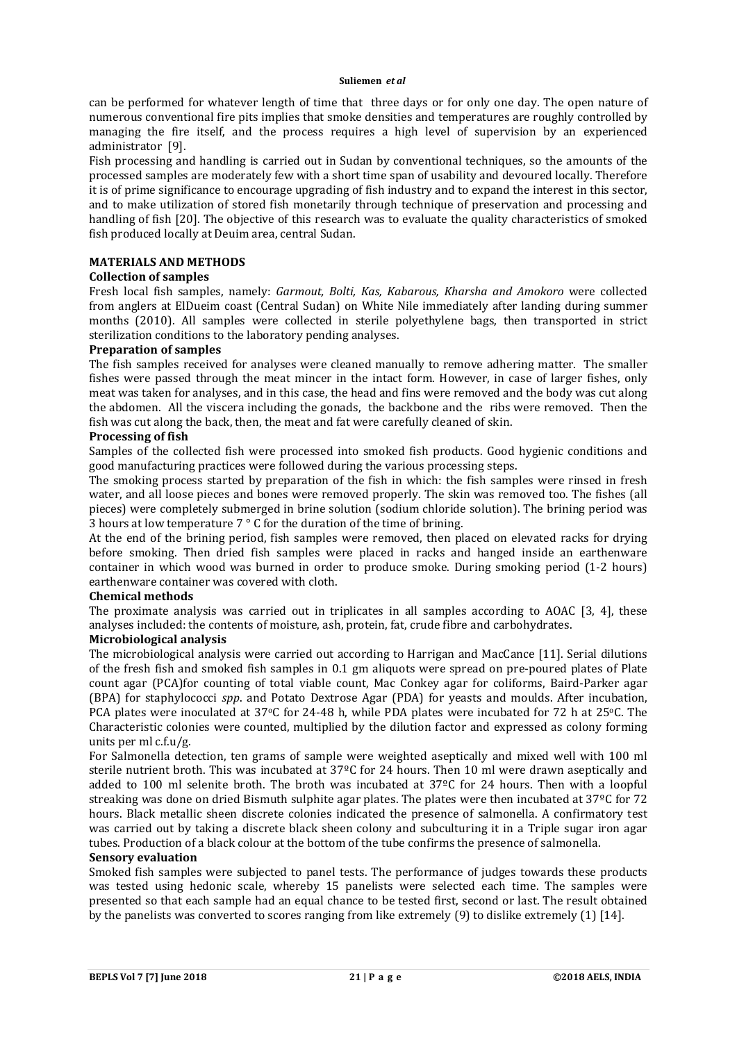can be performed for whatever length of time that three days or for only one day. The open nature of numerous conventional fire pits implies that smoke densities and temperatures are roughly controlled by managing the fire itself, and the process requires a high level of supervision by an experienced administrator [9].

Fish processing and handling is carried out in Sudan by conventional techniques, so the amounts of the processed samples are moderately few with a short time span of usability and devoured locally. Therefore it is of prime significance to encourage upgrading of fish industry and to expand the interest in this sector, and to make utilization of stored fish monetarily through technique of preservation and processing and handling of fish [20]. The objective of this research was to evaluate the quality characteristics of smoked fish produced locally at Deuim area, central Sudan.

## MATERIALS AND METHODS

### Collection of samples

Fresh local fish samples, namely: *Garmout, Bolti, Kas, Kabarous, Kharsha and Amokoro* were collected from anglers at ElDueim coast (Central Sudan) on White Nile immediately after landing during summer months (2010). All samples were collected in sterile polyethylene bags, then transported in strict sterilization conditions to the laboratory pending analyses.

### Preparation of samples

The fish samples received for analyses were cleaned manually to remove adhering matter. The smaller fishes were passed through the meat mincer in the intact form. However, in case of larger fishes, only meat was taken for analyses, and in this case, the head and fins were removed and the body was cut along the abdomen. All the viscera including the gonads, the backbone and the ribs were removed. Then the fish was cut along the back, then, the meat and fat were carefully cleaned of skin.

### Processing of fish

Samples of the collected fish were processed into smoked fish products. Good hygienic conditions and good manufacturing practices were followed during the various processing steps.

The smoking process started by preparation of the fish in which: the fish samples were rinsed in fresh water, and all loose pieces and bones were removed properly. The skin was removed too. The fishes (all pieces) were completely submerged in brine solution (sodium chloride solution). The brining period was 3 hours at low temperature 7 ° C for the duration of the time of brining.

At the end of the brining period, fish samples were removed, then placed on elevated racks for drying before smoking. Then dried fish samples were placed in racks and hanged inside an earthenware container in which wood was burned in order to produce smoke. During smoking period (1-2 hours) earthenware container was covered with cloth.

### Chemical methods

The proximate analysis was carried out in triplicates in all samples according to AOAC [3, 4], these analyses included: the contents of moisture, ash, protein, fat, crude fibre and carbohydrates.

### Microbiological analysis

The microbiological analysis were carried out according to Harrigan and MacCance [11]. Serial dilutions of the fresh fish and smoked fish samples in 0.1 gm aliquots were spread on pre-poured plates of Plate count agar (PCA)for counting of total viable count, Mac Conkey agar for coliforms, Baird-Parker agar (BPA) for staphylococci *spp*. and Potato Dextrose Agar (PDA) for yeasts and moulds. After incubation, PCA plates were inoculated at 37$^{o}$C for 24-48 h, while PDA plates were incubated for 72 h at 25$^{o}$C. The Characteristic colonies were counted, multiplied by the dilution factor and expressed as colony forming units per ml c.f.u/g.

For Salmonella detection, ten grams of sample were weighted aseptically and mixed well with 100 ml sterile nutrient broth. This was incubated at 37ºC for 24 hours. Then 10 ml were drawn aseptically and added to 100 ml selenite broth. The broth was incubated at 37ºC for 24 hours. Then with a loopful streaking was done on dried Bismuth sulphite agar plates. The plates were then incubated at 37ºC for 72 hours. Black metallic sheen discrete colonies indicated the presence of salmonella. A confirmatory test was carried out by taking a discrete black sheen colony and subculturing it in a Triple sugar iron agar tubes. Production of a black colour at the bottom of the tube confirms the presence of salmonella.

### Sensory evaluation

Smoked fish samples were subjected to panel tests. The performance of judges towards these products was tested using hedonic scale, whereby 15 panelists were selected each time. The samples were presented so that each sample had an equal chance to be tested first, second or last. The result obtained by the panelists was converted to scores ranging from like extremely (9) to dislike extremely (1) [14].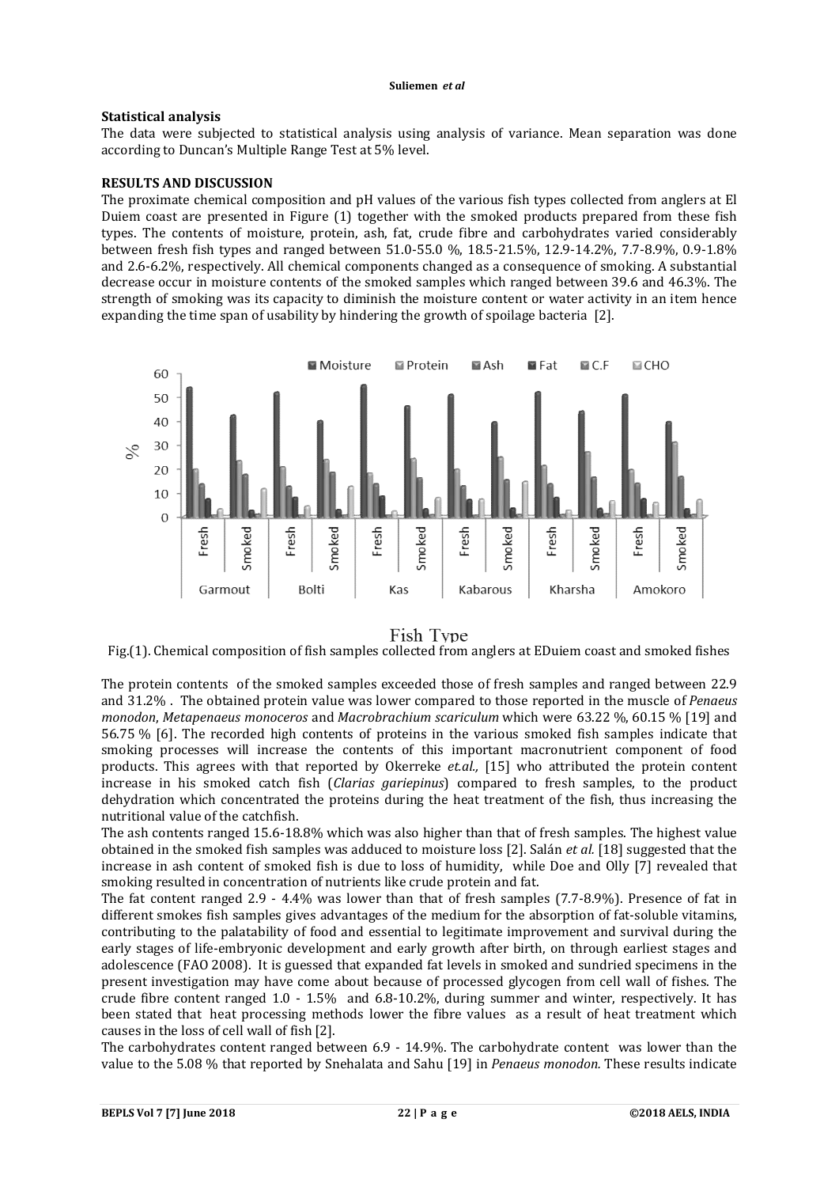#### Statistical analysis

The data were subjected to statistical analysis using analysis of variance. Mean separation was done according to Duncan's Multiple Range Test at 5% level.

#### RESULTS AND DISCUSSION

The proximate chemical composition and pH values of the various fish types collected from anglers at El Duiem coast are presented in Figure (1) together with the smoked products prepared from these fish types. The contents of moisture, protein, ash, fat, crude fibre and carbohydrates varied considerably between fresh fish types and ranged between 51.0-55.0 %, 18.5-21.5%, 12.9-14.2%, 7.7-8.9%, 0.9-1.8% and 2.6-6.2%, respectively. All chemical components changed as a consequence of smoking. A substantial decrease occur in moisture contents of the smoked samples which ranged between 39.6 and 46.3%. The strength of smoking was its capacity to diminish the moisture content or water activity in an item hence expanding the time span of usability by hindering the growth of spoilage bacteria [2].

Fig.(1). Chemical composition of fish samples collected from anglers at EDuiem coast and smoked fishes

The protein contents of the smoked samples exceeded those of fresh samples and ranged between 22.9 and 31.2% . The obtained protein value was lower compared to those reported in the muscle of *Penaeus monodon*, *Metapenaeus monoceros* and *Macrobrachium scariculum* which were 63.22 %, 60.15 % [19] and 56.75 % [6]. The recorded high contents of proteins in the various smoked fish samples indicate that smoking processes will increase the contents of this important macronutrient component of food products. This agrees with that reported by Okerreke *et.al.,* [15] who attributed the protein content increase in his smoked catch fish (*Clarias gariepinus*) compared to fresh samples, to the product dehydration which concentrated the proteins during the heat treatment of the fish, thus increasing the nutritional value of the catchfish.

The ash contents ranged 15.6-18.8% which was also higher than that of fresh samples. The highest value obtained in the smoked fish samples was adduced to moisture loss [2]. Salán *et al.* [18] suggested that the increase in ash content of smoked fish is due to loss of humidity, while Doe and Olly [7] revealed that smoking resulted in concentration of nutrients like crude protein and fat.

The fat content ranged 2.9 - 4.4% was lower than that of fresh samples (7.7-8.9%). Presence of fat in different smokes fish samples gives advantages of the medium for the absorption of fat-soluble vitamins, contributing to the palatability of food and essential to legitimate improvement and survival during the early stages of life-embryonic development and early growth after birth, on through earliest stages and adolescence (FAO 2008). It is guessed that expanded fat levels in smoked and sundried specimens in the present investigation may have come about because of processed glycogen from cell wall of fishes. The crude fibre content ranged 1.0 - 1.5% and 6.8-10.2%, during summer and winter, respectively. It has been stated that heat processing methods lower the fibre values as a result of heat treatment which causes in the loss of cell wall of fish [2].

The carbohydrates content ranged between 6.9 - 14.9%. The carbohydrate content was lower than the value to the 5.08 % that reported by Snehalata and Sahu [19] in *Penaeus monodon.* These results indicate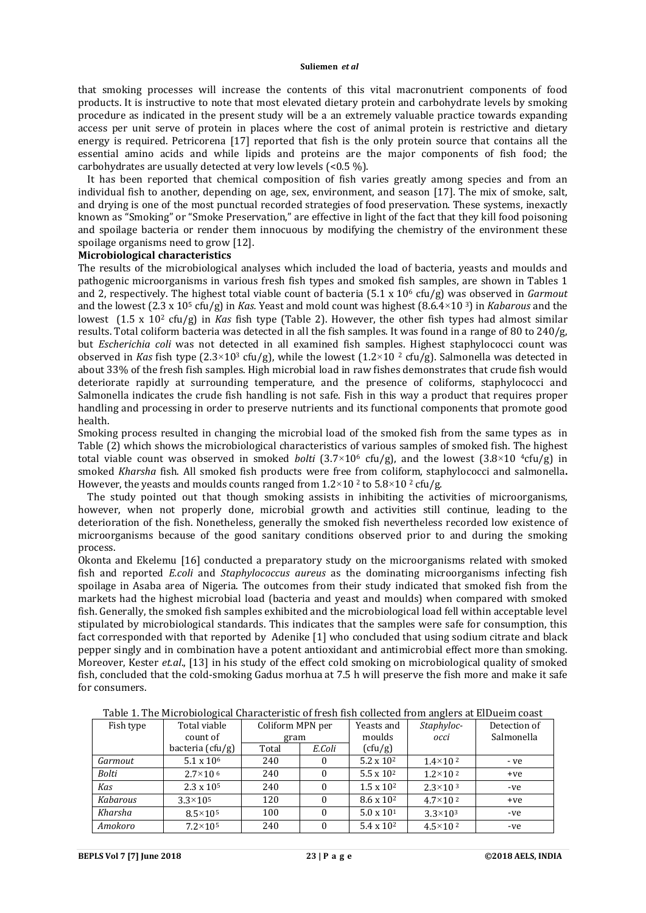that smoking processes will increase the contents of this vital macronutrient components of food products. It is instructive to note that most elevated dietary protein and carbohydrate levels by smoking procedure as indicated in the present study will be a an extremely valuable practice towards expanding access per unit serve of protein in places where the cost of animal protein is restrictive and dietary energy is required. Petricorena [17] reported that fish is the only protein source that contains all the essential amino acids and while lipids and proteins are the major components of fish food; the carbohydrates are usually detected at very low levels (<0.5 %).

It has been reported that chemical composition of fish varies greatly among species and from an individual fish to another, depending on age, sex, environment, and season [17]. The mix of smoke, salt, and drying is one of the most punctual recorded strategies of food preservation. These systems, inexactly known as "Smoking" or "Smoke Preservation," are effective in light of the fact that they kill food poisoning and spoilage bacteria or render them innocuous by modifying the chemistry of the environment these spoilage organisms need to grow [12].

**Microbiological characteristics**

The results of the microbiological analyses which included the load of bacteria, yeasts and moulds and pathogenic microorganisms in various fresh fish types and smoked fish samples, are shown in Tables 1 and 2, respectively. The highest total viable count of bacteria ($5.1 \times 10^6$ cfu/g) was observed in *Garmout* and the lowest ($2.3 \times 10^5$ cfu/g) in *Kas.* Yeast and mold count was highest ($8.6.4\times10^3$) in *Kabarous* and the lowest ($1.5 \times 10^2$ cfu/g) in *Kas* fish type (Table 2). However, the other fish types had almost similar results. Total coliform bacteria was detected in all the fish samples. It was found in a range of 80 to 240/g, but *Escherichia coli* was not detected in all examined fish samples. Highest staphylococci count was observed in *Kas* fish type ($2.3\times10^3$ cfu/g), while the lowest ($1.2\times10^2$ cfu/g). Salmonella was detected in about 33% of the fresh fish samples. High microbial load in raw fishes demonstrates that crude fish would deteriorate rapidly at surrounding temperature, and the presence of coliforms, staphylococci and Salmonella indicates the crude fish handling is not safe. Fish in this way a product that requires proper handling and processing in order to preserve nutrients and its functional components that promote good health.

Smoking process resulted in changing the microbial load of the smoked fish from the same types as in Table (2) which shows the microbiological characteristics of various samples of smoked fish. The highest total viable count was observed in smoked *bolti* ($3.7\times10^6$ cfu/g), and the lowest ($3.8\times10^4$ cfu/g) in smoked *Kharsha* fish. All smoked fish products were free from coliform, staphylococci and salmonella**.** However, the yeasts and moulds counts ranged from $1.2\times10^2$ to $5.8\times10^2$ cfu/g.

The study pointed out that though smoking assists in inhibiting the activities of microorganisms, however, when not properly done, microbial growth and activities still continue, leading to the deterioration of the fish. Nonetheless, generally the smoked fish nevertheless recorded low existence of microorganisms because of the good sanitary conditions observed prior to and during the smoking process.

Okonta and Ekelemu [16] conducted a preparatory study on the microorganisms related with smoked fish and reported *E.coli* and *Staphylococcus aureus* as the dominating microorganisms infecting fish spoilage in Asaba area of Nigeria. The outcomes from their study indicated that smoked fish from the markets had the highest microbial load (bacteria and yeast and moulds) when compared with smoked fish. Generally, the smoked fish samples exhibited and the microbiological load fell within acceptable level stipulated by microbiological standards. This indicates that the samples were safe for consumption, this fact corresponded with that reported by Adenike [1] who concluded that using sodium citrate and black pepper singly and in combination have a potent antioxidant and antimicrobial effect more than smoking. Moreover, Kester *et.al*., [13] in his study of the effect cold smoking on microbiological quality of smoked fish, concluded that the cold-smoking Gadus morhua at 7.5 h will preserve the fish more and make it safe for consumers.

Table 1. The Microbiological Characteristic of fresh fish collected from anglers at ElDueim coast

| Fish type | Total viable count of bacteria (cfu/g) | Coliform MPN per gram | | Yeasts and moulds (cfu/g) | *Staphylococci* | Detection of Salmonella |
|---|---|---|---|---|---|---|
| | | Total | *E.Coli* | | | |
| *Garmout* | $5.1 \times 10^6$ | 240 | 0 | $5.2 \times 10^2$ | $1.4\times10^2$ | - ve |
| *Bolti* | $2.7\times10^6$ | 240 | 0 | $5.5 \times 10^2$ | $1.2\times10^2$ | +ve |
| *Kas* | $2.3 \times 10^5$ | 240 | 0 | $1.5 \times 10^2$ | $2.3\times10^3$ | -ve |
| *Kabarous* | $3.3\times10^5$ | 120 | 0 | $8.6 \times 10^2$ | $4.7\times10^2$ | +ve |
| *Kharsha* | $8.5\times10^5$ | 100 | 0 | $5.0 \times 10^1$ | $3.3\times10^3$ | -ve |
| *Amokoro* | $7.2\times10^5$ | 240 | 0 | $5.4 \times 10^2$ | $4.5\times10^2$ | -ve |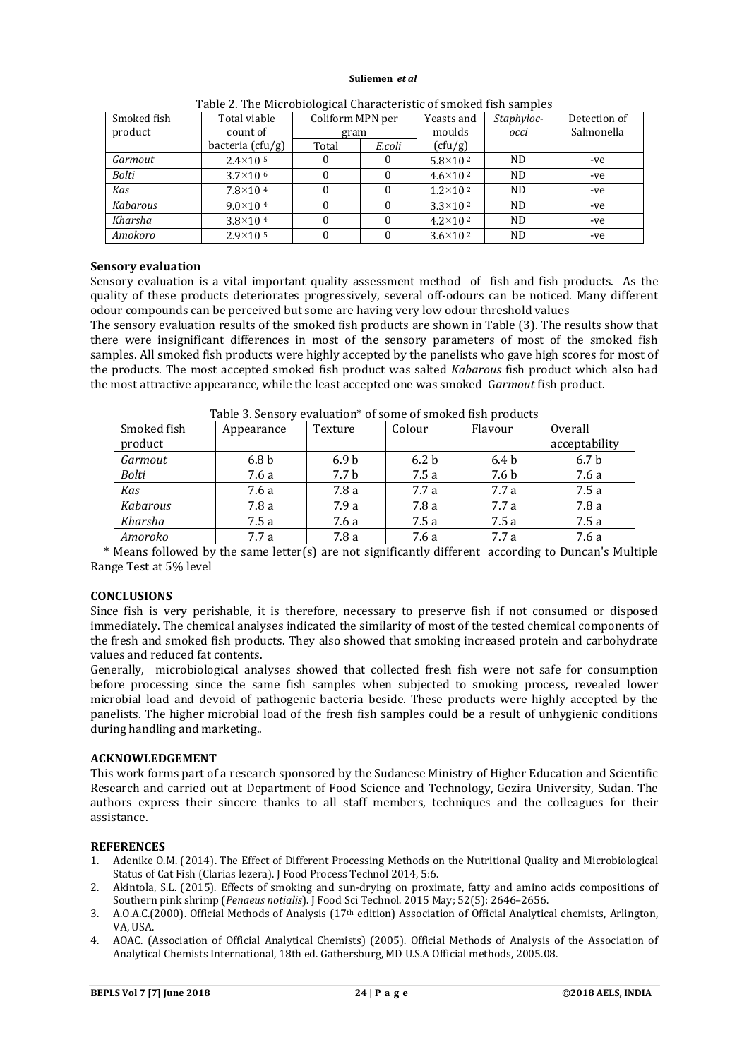Table 2. The Microbiological Characteristic of smoked fish samples

| Smoked fish product | Total viable count of bacteria (cfu/g) | Coliform MPN per gram | | Yeasts and moulds (cfu/g) | *Staphylococci* | Detection of Salmonella |
|---|---|---|---|---|---|---|
| | | Total | *E.coli* | | | |
| *Garmout* | $2.4\times10^{5}$ | 0 | 0 | $5.8\times10^{2}$ | ND | -ve |
| *Bolti* | $3.7\times10^{6}$ | 0 | 0 | $4.6\times10^{2}$ | ND | -ve |
| *Kas* | $7.8\times10^{4}$ | 0 | 0 | $1.2\times10^{2}$ | ND | -ve |
| *Kabarous* | $9.0\times10^{4}$ | 0 | 0 | $3.3\times10^{2}$ | ND | -ve |
| *Kharsha* | $3.8\times10^{4}$ | 0 | 0 | $4.2\times10^{2}$ | ND | -ve |
| *Amokoro* | $2.9\times10^{5}$ | 0 | 0 | $3.6\times10^{2}$ | ND | -ve |

## Sensory evaluation

Sensory evaluation is a vital important quality assessment method of fish and fish products. As the quality of these products deteriorates progressively, several off-odours can be noticed. Many different odour compounds can be perceived but some are having very low odour threshold values

The sensory evaluation results of the smoked fish products are shown in Table (3). The results show that there were insignificant differences in most of the sensory parameters of most of the smoked fish samples. All smoked fish products were highly accepted by the panelists who gave high scores for most of the products. The most accepted smoked fish product was salted *Kabarous* fish product which also had the most attractive appearance, while the least accepted one was smoked G*armout* fish product.

Table 3. Sensory evaluation* of some of smoked fish products

| Smoked fish product | Appearance | Texture | Colour | Flavour | Overall acceptability |
|---|---|---|---|---|---|
| *Garmout* | 6.8 b | 6.9 b | 6.2 b | 6.4 b | 6.7 b |
| *Bolti* | 7.6 a | 7.7 b | 7.5 a | 7.6 b | 7.6 a |
| *Kas* | 7.6 a | 7.8 a | 7.7 a | 7.7 a | 7.5 a |
| *Kabarous* | 7.8 a | 7.9 a | 7.8 a | 7.7 a | 7.8 a |
| *Kharsha* | 7.5 a | 7.6 a | 7.5 a | 7.5 a | 7.5 a |
| *Amoroko* | 7.7 a | 7.8 a | 7.6 a | 7.7 a | 7.6 a |

\* Means followed by the same letter(s) are not significantly different according to Duncan's Multiple Range Test at 5% level

## CONCLUSIONS

Since fish is very perishable, it is therefore, necessary to preserve fish if not consumed or disposed immediately. The chemical analyses indicated the similarity of most of the tested chemical components of the fresh and smoked fish products. They also showed that smoking increased protein and carbohydrate values and reduced fat contents.

Generally, microbiological analyses showed that collected fresh fish were not safe for consumption before processing since the same fish samples when subjected to smoking process, revealed lower microbial load and devoid of pathogenic bacteria beside. These products were highly accepted by the panelists. The higher microbial load of the fresh fish samples could be a result of unhygienic conditions during handling and marketing..

## ACKNOWLEDGEMENT

This work forms part of a research sponsored by the Sudanese Ministry of Higher Education and Scientific Research and carried out at Department of Food Science and Technology, Gezira University, Sudan. The authors express their sincere thanks to all staff members, techniques and the colleagues for their assistance.

## REFERENCES

1. Adenike O.M. (2014). The Effect of Different Processing Methods on the Nutritional Quality and Microbiological Status of Cat Fish (Clarias lezera). J Food Process Technol 2014, 5:6.
2. Akintola, S.L. (2015). Effects of smoking and sun-drying on proximate, fatty and amino acids compositions of Southern pink shrimp (*Penaeus notialis*). J Food Sci Technol. 2015 May; 52(5): 2646–2656.
3. A.O.A.C.(2000). Official Methods of Analysis (17th edition) Association of Official Analytical chemists, Arlington, VA, USA.
4. AOAC. (Association of Official Analytical Chemists) (2005). Official Methods of Analysis of the Association of Analytical Chemists International, 18th ed. Gathersburg, MD U.S.A Official methods, 2005.08.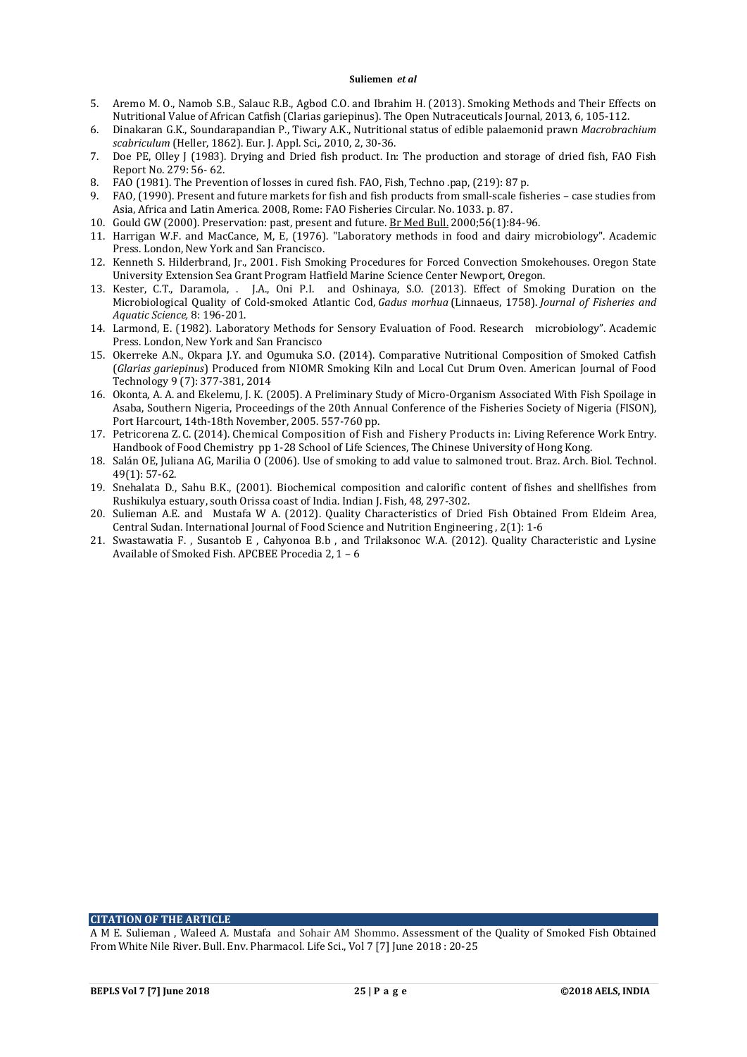5. Aremo M. O., Namob S.B., Salauc R.B., Agbod C.O. and Ibrahim H. (2013). Smoking Methods and Their Effects on Nutritional Value of African Catfish (Clarias gariepinus). The Open Nutraceuticals Journal, 2013, 6, 105-112.
6. Dinakaran G.K., Soundarapandian P., Tiwary A.K., Nutritional status of edible palaemonid prawn *Macrobrachium scabriculum* (Heller, 1862). Eur. J. Appl. Sci,. 2010, 2, 30-36.
7. Doe PE, Olley J (1983). Drying and Dried fish product. In: The production and storage of dried fish, FAO Fish Report No. 279: 56- 62.
8. FAO (1981). The Prevention of losses in cured fish. FAO, Fish, Techno .pap, (219): 87 p.
9. FAO, (1990). Present and future markets for fish and fish products from small-scale fisheries – case studies from Asia, Africa and Latin America. 2008, Rome: FAO Fisheries Circular. No. 1033. p. 87.
10. Gould GW (2000). Preservation: past, present and future. Br Med Bull. 2000;56(1):84-96.
11. Harrigan W.F. and MacCance, M, E, (1976). "Laboratory methods in food and dairy microbiology". Academic Press. London, New York and San Francisco.
12. Kenneth S. Hilderbrand, Jr., 2001. Fish Smoking Procedures for Forced Convection Smokehouses. Oregon State University Extension Sea Grant Program Hatfield Marine Science Center Newport, Oregon.
13. Kester, C.T., Daramola, . J.A., Oni P.I. and Oshinaya, S.O. (2013). Effect of Smoking Duration on the Microbiological Quality of Cold-smoked Atlantic Cod, *Gadus morhua* (Linnaeus, 1758). *Journal of Fisheries and Aquatic Science,* 8: 196-201.
14. Larmond, E. (1982). Laboratory Methods for Sensory Evaluation of Food. Research microbiology". Academic Press. London, New York and San Francisco
15. Okerreke A.N., Okpara J.Y. and Ogumuka S.O. (2014). Comparative Nutritional Composition of Smoked Catfish (*Glarias gariepinus*) Produced from NIOMR Smoking Kiln and Local Cut Drum Oven. American Journal of Food Technology 9 (7): 377-381, 2014
16. Okonta, A. A. and Ekelemu, J. K. (2005). A Preliminary Study of Micro-Organism Associated With Fish Spoilage in Asaba, Southern Nigeria, Proceedings of the 20th Annual Conference of the Fisheries Society of Nigeria (FISON), Port Harcourt, 14th-18th November, 2005. 557-760 pp.
17. Petricorena Z. C. (2014). Chemical Composition of Fish and Fishery Products in: Living Reference Work Entry. Handbook of Food Chemistry pp 1-28 School of Life Sciences, The Chinese University of Hong Kong.
18. Salán OE, Juliana AG, Marilia O (2006). Use of smoking to add value to salmoned trout. Braz. Arch. Biol. Technol. 49(1): 57-62.
19. Snehalata D., Sahu B.K., (2001). Biochemical composition and calorific content of fishes and shellfishes from Rushikulya estuary, south Orissa coast of India. Indian J. Fish, 48, 297-302.
20. Sulieman A.E. and Mustafa W A. (2012). Quality Characteristics of Dried Fish Obtained From Eldeim Area, Central Sudan. International Journal of Food Science and Nutrition Engineering , 2(1): 1-6
21. Swastawatia F. , Susantob E , Cahyonoa B.b , and Trilaksonoc W.A. (2012). Quality Characteristic and Lysine Available of Smoked Fish. APCBEE Procedia 2, 1 – 6

**CITATION OF THE ARTICLE**

A M E. Sulieman , Waleed A. Mustafa and Sohair AM Shommo. Assessment of the Quality of Smoked Fish Obtained From White Nile River. Bull. Env. Pharmacol. Life Sci., Vol 7 [7] June 2018 : 20-25